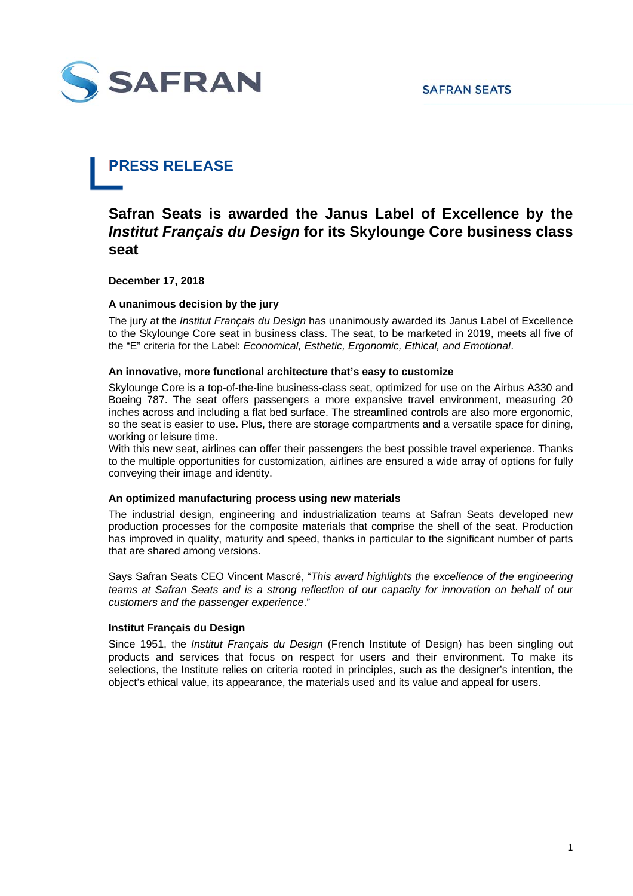SAFRAN

SAFRAN SEATS

# PRESS RELEASE

## Safran Seats is awarded the Janus Label of Excellence by the *Institut Français du Design* for its Skylounge Core business class seat

**December 17, 2018**

### A unanimous decision by the jury

The jury at the *Institut Français du Design* has unanimously awarded its Janus Label of Excellence to the Skylounge Core seat in business class. The seat, to be marketed in 2019, meets all five of the "E" criteria for the Label: *Economical, Esthetic, Ergonomic, Ethical, and Emotional*.

### An innovative, more functional architecture that's easy to customize

Skylounge Core is a top-of-the-line business-class seat, optimized for use on the Airbus A330 and Boeing 787. The seat offers passengers a more expansive travel environment, measuring 20 inches across and including a flat bed surface. The streamlined controls are also more ergonomic, so the seat is easier to use. Plus, there are storage compartments and a versatile space for dining, working or leisure time.

With this new seat, airlines can offer their passengers the best possible travel experience. Thanks to the multiple opportunities for customization, airlines are ensured a wide array of options for fully conveying their image and identity.

### An optimized manufacturing process using new materials

The industrial design, engineering and industrialization teams at Safran Seats developed new production processes for the composite materials that comprise the shell of the seat. Production has improved in quality, maturity and speed, thanks in particular to the significant number of parts that are shared among versions.

Says Safran Seats CEO Vincent Mascré, "*This award highlights the excellence of the engineering teams at Safran Seats and is a strong reflection of our capacity for innovation on behalf of our customers and the passenger experience*."

### Institut Français du Design

Since 1951, the *Institut Français du Design* (French Institute of Design) has been singling out products and services that focus on respect for users and their environment. To make its selections, the Institute relies on criteria rooted in principles, such as the designer's intention, the object's ethical value, its appearance, the materials used and its value and appeal for users.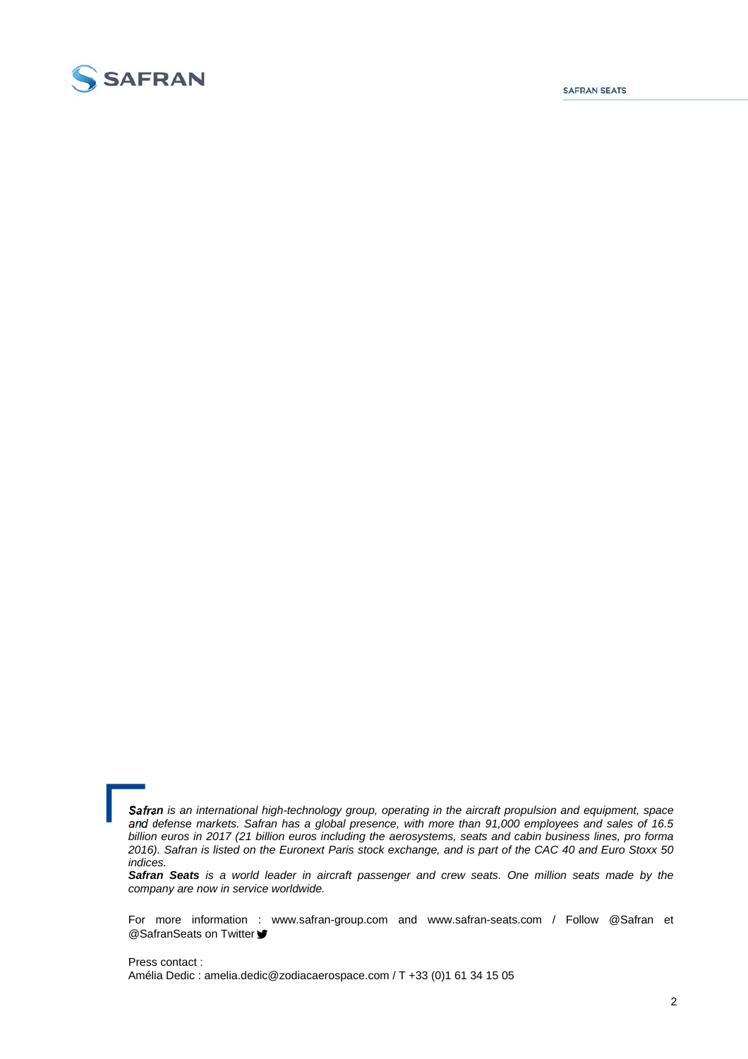***Safran** is an international high-technology group, operating in the aircraft propulsion and equipment, space and defense markets. Safran has a global presence, with more than 91,000 employees and sales of 16.5 billion euros in 2017 (21 billion euros including the aerosystems, seats and cabin business lines, pro forma 2016). Safran is listed on the Euronext Paris stock exchange, and is part of the CAC 40 and Euro Stoxx 50 indices.*

***Safran Seats** is a world leader in aircraft passenger and crew seats. One million seats made by the company are now in service worldwide.*

For more information : www.safran-group.com and www.safran-seats.com / Follow @Safran et @SafranSeats on Twitter

Press contact :
Amélia Dedic : amelia.dedic@zodiacaerospace.com / T +33 (0)1 61 34 15 05